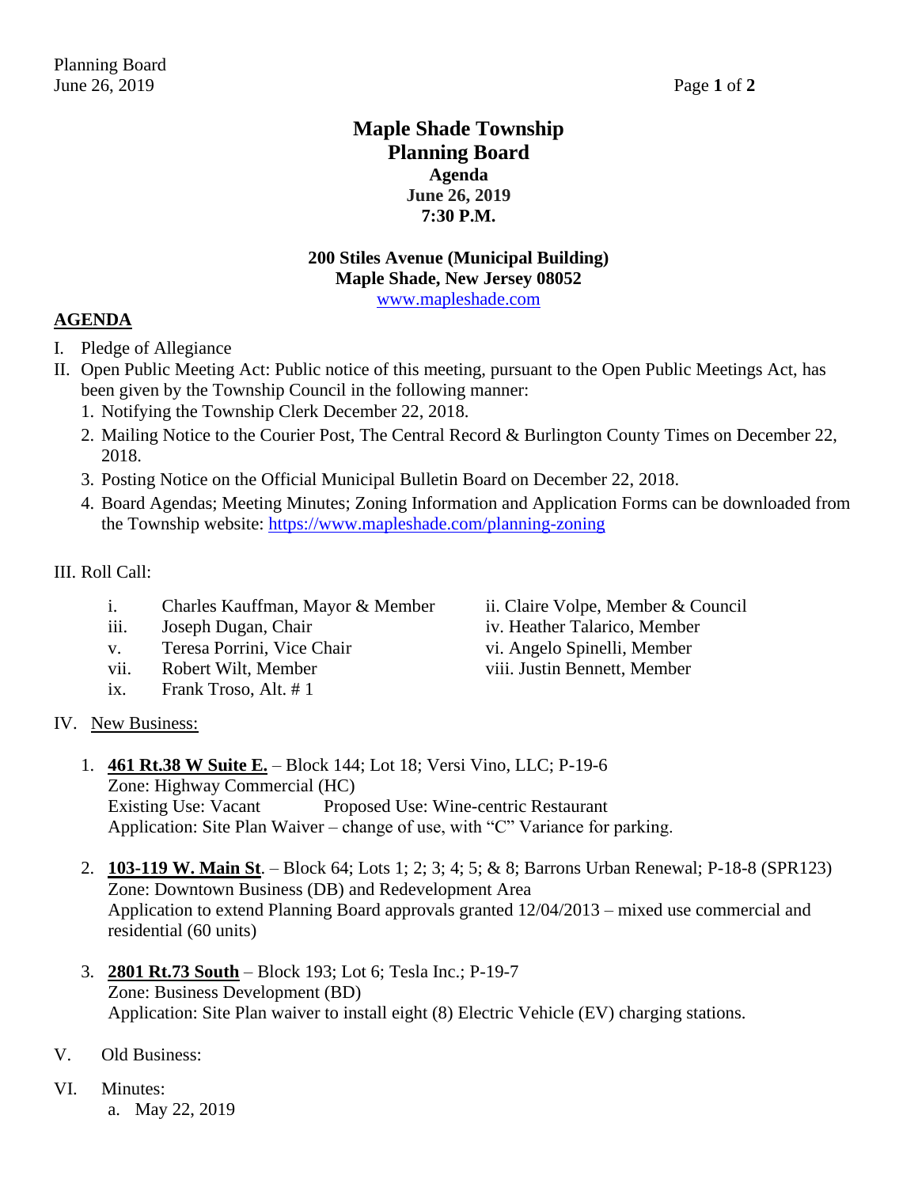# Maple Shade Township
## Planning Board
### Agenda
### June 26, 2019
### 7:30 P.M.

**200 Stiles Avenue (Municipal Building)**
**Maple Shade, New Jersey 08052**
www.mapleshade.com

## AGENDA

I. Pledge of Allegiance

II. Open Public Meeting Act: Public notice of this meeting, pursuant to the Open Public Meetings Act, has been given by the Township Council in the following manner:

1. Notifying the Township Clerk December 22, 2018.
2. Mailing Notice to the Courier Post, The Central Record & Burlington County Times on December 22, 2018.
3. Posting Notice on the Official Municipal Bulletin Board on December 22, 2018.
4. Board Agendas; Meeting Minutes; Zoning Information and Application Forms can be downloaded from the Township website: https://www.mapleshade.com/planning-zoning

III. Roll Call:

- i. Charles Kauffman, Mayor & Member
- ii. Claire Volpe, Member & Council
- iii. Joseph Dugan, Chair
- iv. Heather Talarico, Member
- v. Teresa Porrini, Vice Chair
- vi. Angelo Spinelli, Member
- vii. Robert Wilt, Member
- viii. Justin Bennett, Member
- ix. Frank Troso, Alt. # 1

IV. New Business:

1. **461 Rt.38 W Suite E.** – Block 144; Lot 18; Versi Vino, LLC; P-19-6
   Zone: Highway Commercial (HC)
   Existing Use: Vacant Proposed Use: Wine-centric Restaurant
   Application: Site Plan Waiver – change of use, with "C" Variance for parking.

2. **103-119 W. Main St**. – Block 64; Lots 1; 2; 3; 4; 5; & 8; Barrons Urban Renewal; P-18-8 (SPR123)
   Zone: Downtown Business (DB) and Redevelopment Area
   Application to extend Planning Board approvals granted 12/04/2013 – mixed use commercial and residential (60 units)

3. **2801 Rt.73 South** – Block 193; Lot 6; Tesla Inc.; P-19-7
   Zone: Business Development (BD)
   Application: Site Plan waiver to install eight (8) Electric Vehicle (EV) charging stations.

V. Old Business:

VI. Minutes:

a. May 22, 2019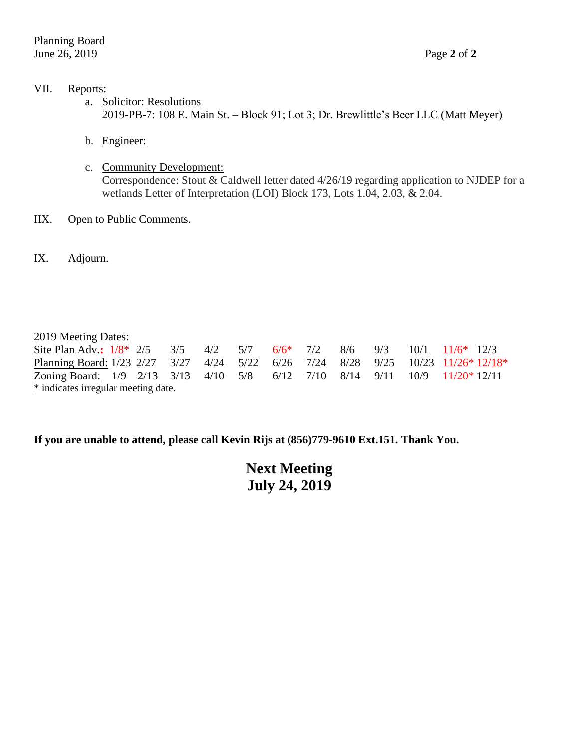VII. Reports:

a. Solicitor: Resolutions
   2019-PB-7: 108 E. Main St. – Block 91; Lot 3; Dr. Brewlittle's Beer LLC (Matt Meyer)

b. Engineer:

c. Community Development:
   Correspondence: Stout & Caldwell letter dated 4/26/19 regarding application to NJDEP for a wetlands Letter of Interpretation (LOI) Block 173, Lots 1.04, 2.03, & 2.04.

IIX. Open to Public Comments.

IX. Adjourn.

2019 Meeting Dates:

| | | | | | | | | | | | | |
|---|---|---|---|---|---|---|---|---|---|---|---|---|
| Site Plan Adv.: | 1/8* | 2/5 | 3/5 | 4/2 | 5/7 | 6/6* | 7/2 | 8/6 | 9/3 | 10/1 | 11/6* | 12/3 |
| Planning Board: | 1/23 | 2/27 | 3/27 | 4/24 | 5/22 | 6/26 | 7/24 | 8/28 | 9/25 | 10/23 | 11/26* | 12/18* |
| Zoning Board: | 1/9 | 2/13 | 3/13 | 4/10 | 5/8 | 6/12 | 7/10 | 8/14 | 9/11 | 10/9 | 11/20* | 12/11 |

* indicates irregular meeting date.

**If you are unable to attend, please call Kevin Rijs at (856)779-9610 Ext.151. Thank You.**

**Next Meeting**
**July 24, 2019**